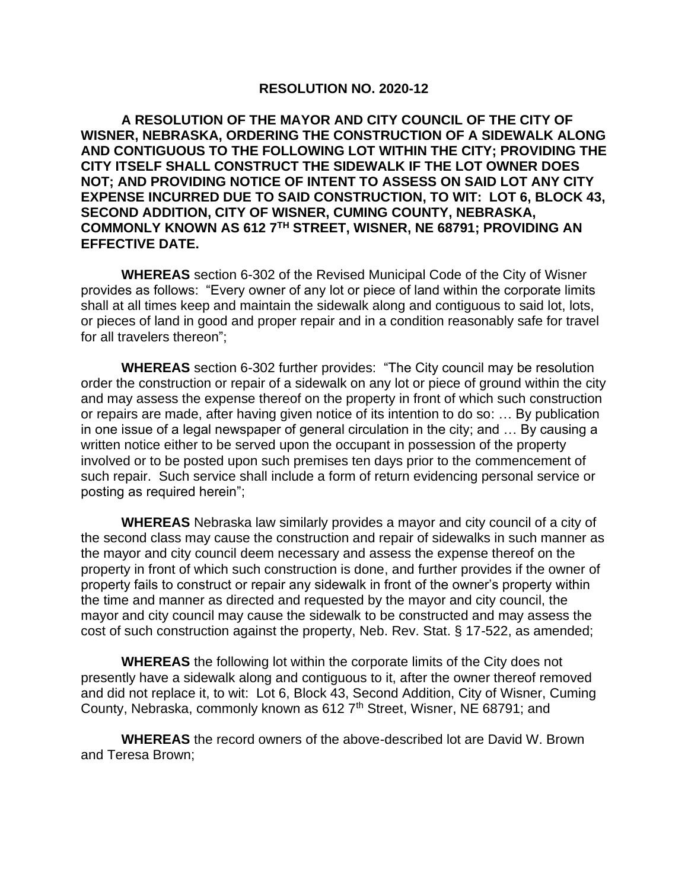# RESOLUTION NO. 2020-12

**A RESOLUTION OF THE MAYOR AND CITY COUNCIL OF THE CITY OF WISNER, NEBRASKA, ORDERING THE CONSTRUCTION OF A SIDEWALK ALONG AND CONTIGUOUS TO THE FOLLOWING LOT WITHIN THE CITY; PROVIDING THE CITY ITSELF SHALL CONSTRUCT THE SIDEWALK IF THE LOT OWNER DOES NOT; AND PROVIDING NOTICE OF INTENT TO ASSESS ON SAID LOT ANY CITY EXPENSE INCURRED DUE TO SAID CONSTRUCTION, TO WIT: LOT 6, BLOCK 43, SECOND ADDITION, CITY OF WISNER, CUMING COUNTY, NEBRASKA, COMMONLY KNOWN AS 612 7TH STREET, WISNER, NE 68791; PROVIDING AN EFFECTIVE DATE.**

**WHEREAS** section 6-302 of the Revised Municipal Code of the City of Wisner provides as follows: "Every owner of any lot or piece of land within the corporate limits shall at all times keep and maintain the sidewalk along and contiguous to said lot, lots, or pieces of land in good and proper repair and in a condition reasonably safe for travel for all travelers thereon";

**WHEREAS** section 6-302 further provides: "The City council may be resolution order the construction or repair of a sidewalk on any lot or piece of ground within the city and may assess the expense thereof on the property in front of which such construction or repairs are made, after having given notice of its intention to do so: … By publication in one issue of a legal newspaper of general circulation in the city; and … By causing a written notice either to be served upon the occupant in possession of the property involved or to be posted upon such premises ten days prior to the commencement of such repair. Such service shall include a form of return evidencing personal service or posting as required herein";

**WHEREAS** Nebraska law similarly provides a mayor and city council of a city of the second class may cause the construction and repair of sidewalks in such manner as the mayor and city council deem necessary and assess the expense thereof on the property in front of which such construction is done, and further provides if the owner of property fails to construct or repair any sidewalk in front of the owner's property within the time and manner as directed and requested by the mayor and city council, the mayor and city council may cause the sidewalk to be constructed and may assess the cost of such construction against the property, Neb. Rev. Stat. § 17-522, as amended;

**WHEREAS** the following lot within the corporate limits of the City does not presently have a sidewalk along and contiguous to it, after the owner thereof removed and did not replace it, to wit: Lot 6, Block 43, Second Addition, City of Wisner, Cuming County, Nebraska, commonly known as 612 7th Street, Wisner, NE 68791; and

**WHEREAS** the record owners of the above-described lot are David W. Brown and Teresa Brown;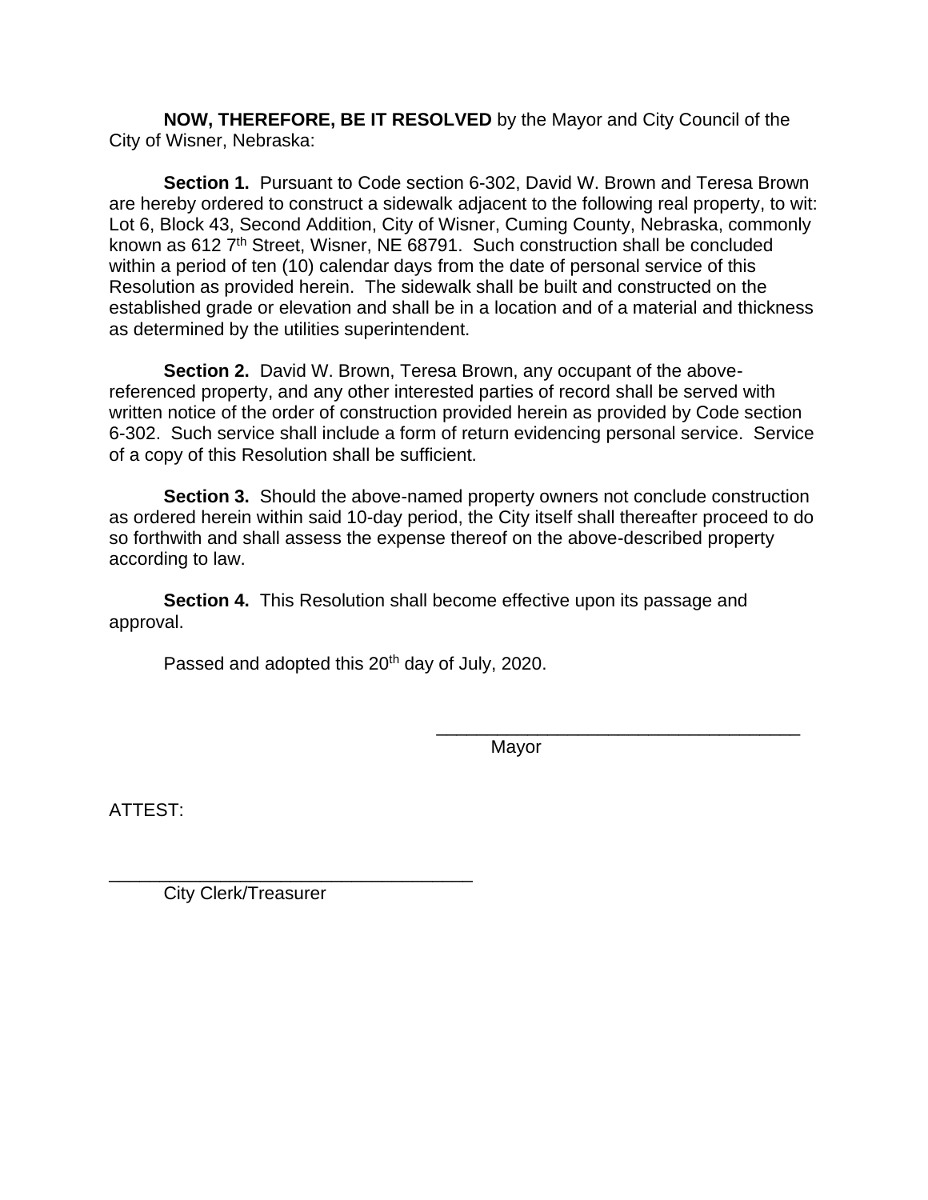**NOW, THEREFORE, BE IT RESOLVED** by the Mayor and City Council of the City of Wisner, Nebraska:

**Section 1.** Pursuant to Code section 6-302, David W. Brown and Teresa Brown are hereby ordered to construct a sidewalk adjacent to the following real property, to wit: Lot 6, Block 43, Second Addition, City of Wisner, Cuming County, Nebraska, commonly known as 612 7th Street, Wisner, NE 68791. Such construction shall be concluded within a period of ten (10) calendar days from the date of personal service of this Resolution as provided herein. The sidewalk shall be built and constructed on the established grade or elevation and shall be in a location and of a material and thickness as determined by the utilities superintendent.

**Section 2.** David W. Brown, Teresa Brown, any occupant of the above-referenced property, and any other interested parties of record shall be served with written notice of the order of construction provided herein as provided by Code section 6-302. Such service shall include a form of return evidencing personal service. Service of a copy of this Resolution shall be sufficient.

**Section 3.** Should the above-named property owners not conclude construction as ordered herein within said 10-day period, the City itself shall thereafter proceed to do so forthwith and shall assess the expense thereof on the above-described property according to law.

**Section 4.** This Resolution shall become effective upon its passage and approval.

Passed and adopted this 20th day of July, 2020.

\_\_\_\_\_\_\_\_\_\_\_\_\_\_\_\_\_\_\_\_\_\_\_\_\_\_\_\_\_\_\_\_\_\_\_\_
Mayor

ATTEST:

\_\_\_\_\_\_\_\_\_\_\_\_\_\_\_\_\_\_\_\_\_\_\_\_\_\_\_\_\_\_\_\_\_\_\_\_
City Clerk/Treasurer